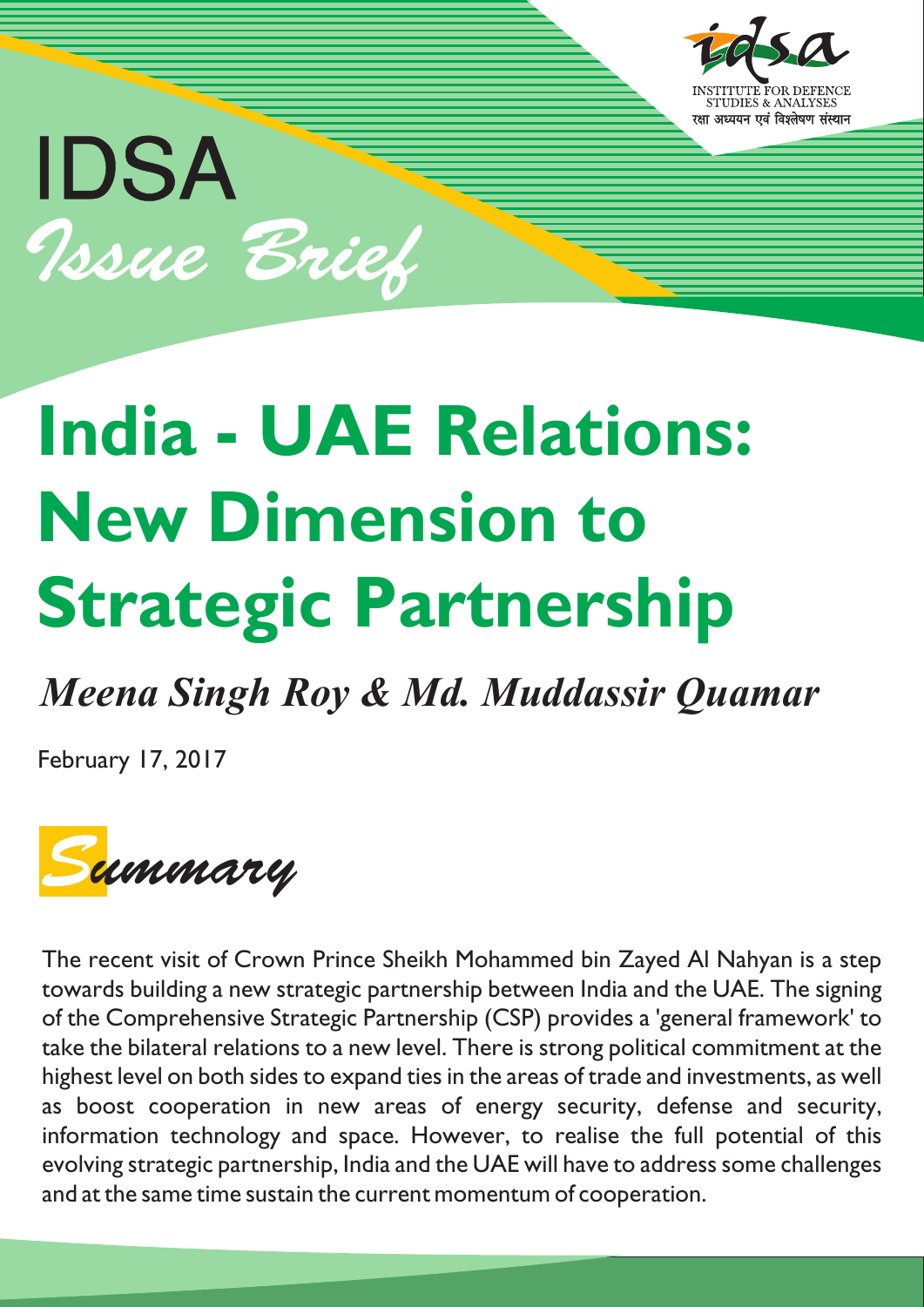IDSA

*Issue Brief*

INSTITUTE FOR DEFENCE STUDIES & ANALYSES
रक्षा अध्ययन एवं विश्लेषण संस्थान

# India - UAE Relations: New Dimension to Strategic Partnership

***Meena Singh Roy & Md. Muddassir Quamar***

February 17, 2017

## *Summary*

The recent visit of Crown Prince Sheikh Mohammed bin Zayed Al Nahyan is a step towards building a new strategic partnership between India and the UAE. The signing of the Comprehensive Strategic Partnership (CSP) provides a 'general framework' to take the bilateral relations to a new level. There is strong political commitment at the highest level on both sides to expand ties in the areas of trade and investments, as well as boost cooperation in new areas of energy security, defense and security, information technology and space. However, to realise the full potential of this evolving strategic partnership, India and the UAE will have to address some challenges and at the same time sustain the current momentum of cooperation.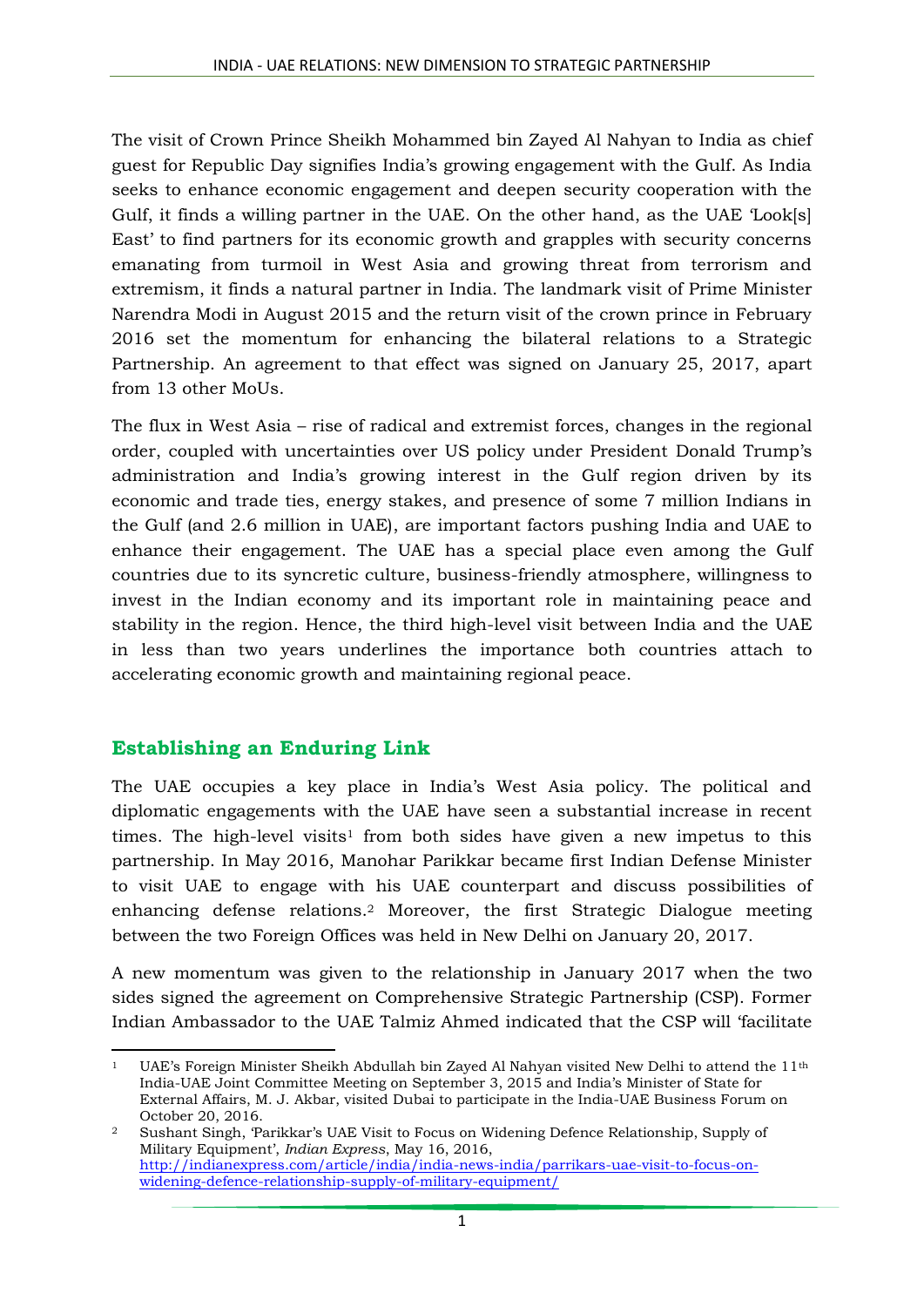The visit of Crown Prince Sheikh Mohammed bin Zayed Al Nahyan to India as chief guest for Republic Day signifies India's growing engagement with the Gulf. As India seeks to enhance economic engagement and deepen security cooperation with the Gulf, it finds a willing partner in the UAE. On the other hand, as the UAE 'Look[s] East' to find partners for its economic growth and grapples with security concerns emanating from turmoil in West Asia and growing threat from terrorism and extremism, it finds a natural partner in India. The landmark visit of Prime Minister Narendra Modi in August 2015 and the return visit of the crown prince in February 2016 set the momentum for enhancing the bilateral relations to a Strategic Partnership. An agreement to that effect was signed on January 25, 2017, apart from 13 other MoUs.

The flux in West Asia – rise of radical and extremist forces, changes in the regional order, coupled with uncertainties over US policy under President Donald Trump's administration and India's growing interest in the Gulf region driven by its economic and trade ties, energy stakes, and presence of some 7 million Indians in the Gulf (and 2.6 million in UAE), are important factors pushing India and UAE to enhance their engagement. The UAE has a special place even among the Gulf countries due to its syncretic culture, business-friendly atmosphere, willingness to invest in the Indian economy and its important role in maintaining peace and stability in the region. Hence, the third high-level visit between India and the UAE in less than two years underlines the importance both countries attach to accelerating economic growth and maintaining regional peace.

## Establishing an Enduring Link

The UAE occupies a key place in India's West Asia policy. The political and diplomatic engagements with the UAE have seen a substantial increase in recent times. The high-level visits[1] from both sides have given a new impetus to this partnership. In May 2016, Manohar Parikkar became first Indian Defense Minister to visit UAE to engage with his UAE counterpart and discuss possibilities of enhancing defense relations.[2] Moreover, the first Strategic Dialogue meeting between the two Foreign Offices was held in New Delhi on January 20, 2017.

A new momentum was given to the relationship in January 2017 when the two sides signed the agreement on Comprehensive Strategic Partnership (CSP). Former Indian Ambassador to the UAE Talmiz Ahmed indicated that the CSP will 'facilitate

---

[1] UAE's Foreign Minister Sheikh Abdullah bin Zayed Al Nahyan visited New Delhi to attend the 11th India-UAE Joint Committee Meeting on September 3, 2015 and India's Minister of State for External Affairs, M. J. Akbar, visited Dubai to participate in the India-UAE Business Forum on October 20, 2016.

[2] Sushant Singh, 'Parikkar's UAE Visit to Focus on Widening Defence Relationship, Supply of Military Equipment', *Indian Express*, May 16, 2016, http://indianexpress.com/article/india/india-news-india/parrikars-uae-visit-to-focus-on-widening-defence-relationship-supply-of-military-equipment/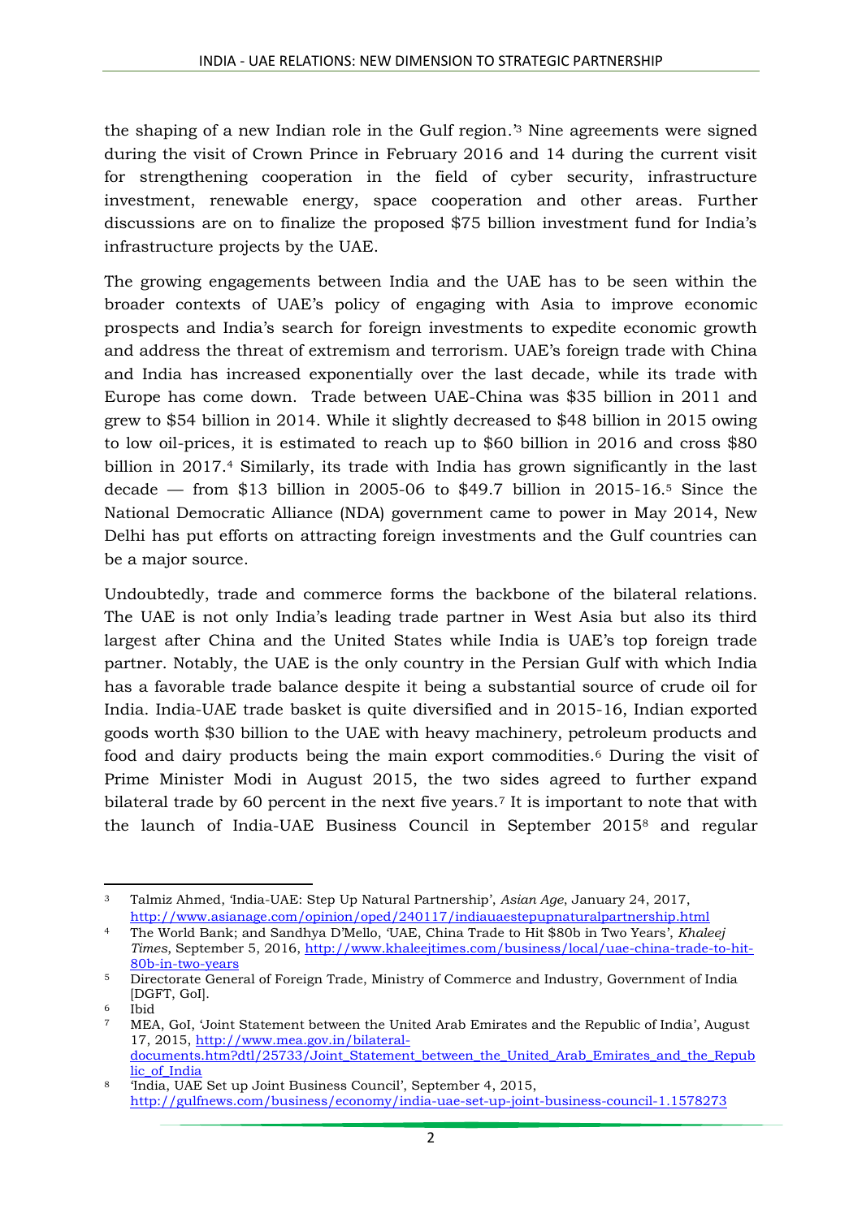the shaping of a new Indian role in the Gulf region.'[3] Nine agreements were signed during the visit of Crown Prince in February 2016 and 14 during the current visit for strengthening cooperation in the field of cyber security, infrastructure investment, renewable energy, space cooperation and other areas. Further discussions are on to finalize the proposed $75 billion investment fund for India's infrastructure projects by the UAE.

The growing engagements between India and the UAE has to be seen within the broader contexts of UAE's policy of engaging with Asia to improve economic prospects and India's search for foreign investments to expedite economic growth and address the threat of extremism and terrorism. UAE's foreign trade with China and India has increased exponentially over the last decade, while its trade with Europe has come down. Trade between UAE-China was $35 billion in 2011 and grew to $54 billion in 2014. While it slightly decreased to $48 billion in 2015 owing to low oil-prices, it is estimated to reach up to $60 billion in 2016 and cross $80 billion in 2017.[4] Similarly, its trade with India has grown significantly in the last decade — from $13 billion in 2005-06 to $49.7 billion in 2015-16.[5] Since the National Democratic Alliance (NDA) government came to power in May 2014, New Delhi has put efforts on attracting foreign investments and the Gulf countries can be a major source.

Undoubtedly, trade and commerce forms the backbone of the bilateral relations. The UAE is not only India's leading trade partner in West Asia but also its third largest after China and the United States while India is UAE's top foreign trade partner. Notably, the UAE is the only country in the Persian Gulf with which India has a favorable trade balance despite it being a substantial source of crude oil for India. India-UAE trade basket is quite diversified and in 2015-16, Indian exported goods worth $30 billion to the UAE with heavy machinery, petroleum products and food and dairy products being the main export commodities.[6] During the visit of Prime Minister Modi in August 2015, the two sides agreed to further expand bilateral trade by 60 percent in the next five years.[7] It is important to note that with the launch of India-UAE Business Council in September 2015[8] and regular

---

[3] Talmiz Ahmed, 'India-UAE: Step Up Natural Partnership', *Asian Age*, January 24, 2017, http://www.asianage.com/opinion/oped/240117/indiauaestepupnaturalpartnership.html

[4] The World Bank; and Sandhya D'Mello, 'UAE, China Trade to Hit $80b in Two Years', *Khaleej Times*, September 5, 2016, http://www.khaleejtimes.com/business/local/uae-china-trade-to-hit-80b-in-two-years

[5] Directorate General of Foreign Trade, Ministry of Commerce and Industry, Government of India [DGFT, GoI].

[6] Ibid

[7] MEA, GoI, 'Joint Statement between the United Arab Emirates and the Republic of India', August 17, 2015, http://www.mea.gov.in/bilateral-documents.htm?dtl/25733/Joint_Statement_between_the_United_Arab_Emirates_and_the_Republic_of_India

[8] 'India, UAE Set up Joint Business Council', September 4, 2015, http://gulfnews.com/business/economy/india-uae-set-up-joint-business-council-1.1578273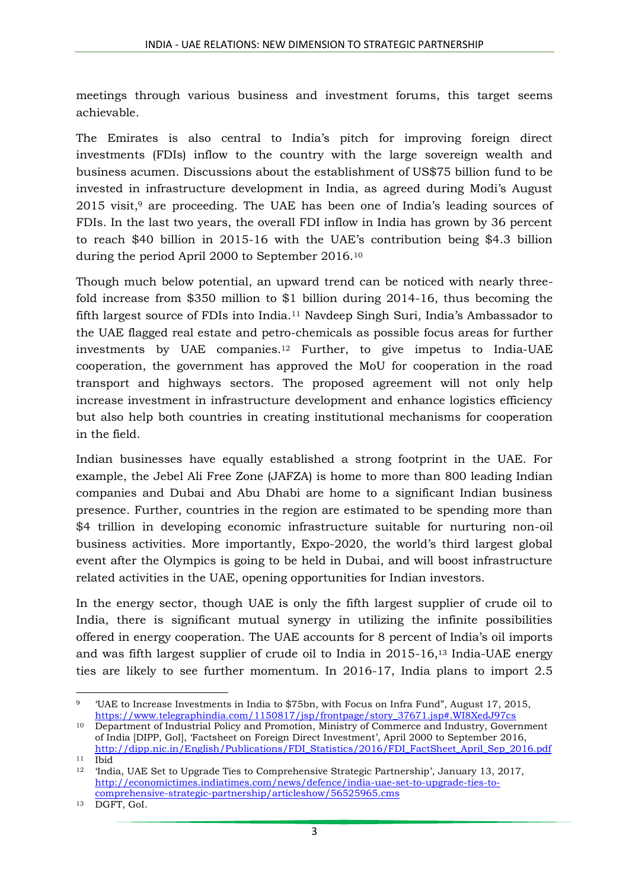meetings through various business and investment forums, this target seems achievable.

The Emirates is also central to India's pitch for improving foreign direct investments (FDIs) inflow to the country with the large sovereign wealth and business acumen. Discussions about the establishment of US$75 billion fund to be invested in infrastructure development in India, as agreed during Modi's August 2015 visit,[9] are proceeding. The UAE has been one of India's leading sources of FDIs. In the last two years, the overall FDI inflow in India has grown by 36 percent to reach $40 billion in 2015-16 with the UAE's contribution being $4.3 billion during the period April 2000 to September 2016.[10]

Though much below potential, an upward trend can be noticed with nearly three-fold increase from $350 million to $1 billion during 2014-16, thus becoming the fifth largest source of FDIs into India.[11] Navdeep Singh Suri, India's Ambassador to the UAE flagged real estate and petro-chemicals as possible focus areas for further investments by UAE companies.[12] Further, to give impetus to India-UAE cooperation, the government has approved the MoU for cooperation in the road transport and highways sectors. The proposed agreement will not only help increase investment in infrastructure development and enhance logistics efficiency but also help both countries in creating institutional mechanisms for cooperation in the field.

Indian businesses have equally established a strong footprint in the UAE. For example, the Jebel Ali Free Zone (JAFZA) is home to more than 800 leading Indian companies and Dubai and Abu Dhabi are home to a significant Indian business presence. Further, countries in the region are estimated to be spending more than $4 trillion in developing economic infrastructure suitable for nurturing non-oil business activities. More importantly, Expo-2020, the world's third largest global event after the Olympics is going to be held in Dubai, and will boost infrastructure related activities in the UAE, opening opportunities for Indian investors.

In the energy sector, though UAE is only the fifth largest supplier of crude oil to India, there is significant mutual synergy in utilizing the infinite possibilities offered in energy cooperation. The UAE accounts for 8 percent of India's oil imports and was fifth largest supplier of crude oil to India in 2015-16,[13] India-UAE energy ties are likely to see further momentum. In 2016-17, India plans to import 2.5

---

[9] 'UAE to Increase Investments in India to $75bn, with Focus on Infra Fund", August 17, 2015, https://www.telegraphindia.com/1150817/jsp/frontpage/story_37671.jsp#.WI8XedJ97cs

[10] Department of Industrial Policy and Promotion, Ministry of Commerce and Industry, Government of India [DIPP, GoI], 'Factsheet on Foreign Direct Investment', April 2000 to September 2016, http://dipp.nic.in/English/Publications/FDI_Statistics/2016/FDI_FactSheet_April_Sep_2016.pdf

[11] Ibid

[12] 'India, UAE Set to Upgrade Ties to Comprehensive Strategic Partnership', January 13, 2017, http://economictimes.indiatimes.com/news/defence/india-uae-set-to-upgrade-ties-to-comprehensive-strategic-partnership/articleshow/56525965.cms

[13] DGFT, GoI.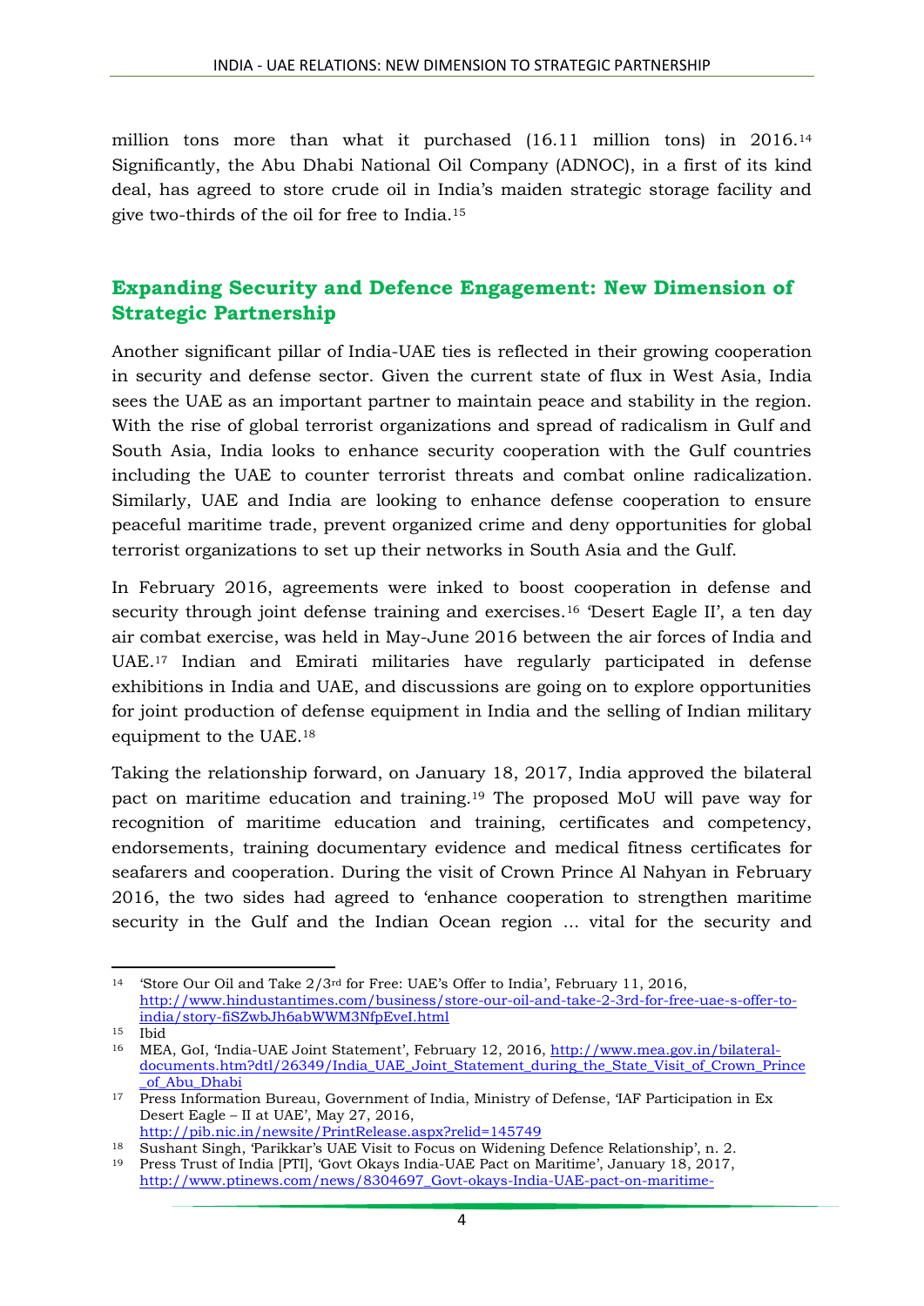million tons more than what it purchased (16.11 million tons) in 2016.[14] Significantly, the Abu Dhabi National Oil Company (ADNOC), in a first of its kind deal, has agreed to store crude oil in India's maiden strategic storage facility and give two-thirds of the oil for free to India.[15]

## Expanding Security and Defence Engagement: New Dimension of Strategic Partnership

Another significant pillar of India-UAE ties is reflected in their growing cooperation in security and defense sector. Given the current state of flux in West Asia, India sees the UAE as an important partner to maintain peace and stability in the region. With the rise of global terrorist organizations and spread of radicalism in Gulf and South Asia, India looks to enhance security cooperation with the Gulf countries including the UAE to counter terrorist threats and combat online radicalization. Similarly, UAE and India are looking to enhance defense cooperation to ensure peaceful maritime trade, prevent organized crime and deny opportunities for global terrorist organizations to set up their networks in South Asia and the Gulf.

In February 2016, agreements were inked to boost cooperation in defense and security through joint defense training and exercises.[16] 'Desert Eagle II', a ten day air combat exercise, was held in May-June 2016 between the air forces of India and UAE.[17] Indian and Emirati militaries have regularly participated in defense exhibitions in India and UAE, and discussions are going on to explore opportunities for joint production of defense equipment in India and the selling of Indian military equipment to the UAE.[18]

Taking the relationship forward, on January 18, 2017, India approved the bilateral pact on maritime education and training.[19] The proposed MoU will pave way for recognition of maritime education and training, certificates and competency, endorsements, training documentary evidence and medical fitness certificates for seafarers and cooperation. During the visit of Crown Prince Al Nahyan in February 2016, the two sides had agreed to 'enhance cooperation to strengthen maritime security in the Gulf and the Indian Ocean region ... vital for the security and

---

[14] 'Store Our Oil and Take 2/3rd for Free: UAE's Offer to India', February 11, 2016, http://www.hindustantimes.com/business/store-our-oil-and-take-2-3rd-for-free-uae-s-offer-to-india/story-fiSZwbJh6abWWM3NfpEveI.html

[15] Ibid

[16] MEA, GoI, 'India-UAE Joint Statement', February 12, 2016, http://www.mea.gov.in/bilateral-documents.htm?dtl/26349/India_UAE_Joint_Statement_during_the_State_Visit_of_Crown_Prince_of_Abu_Dhabi

[17] Press Information Bureau, Government of India, Ministry of Defense, 'IAF Participation in Ex Desert Eagle – II at UAE', May 27, 2016, http://pib.nic.in/newsite/PrintRelease.aspx?relid=145749

[18] Sushant Singh, 'Parikkar's UAE Visit to Focus on Widening Defence Relationship', n. 2.

[19] Press Trust of India [PTI], 'Govt Okays India-UAE Pact on Maritime', January 18, 2017, http://www.ptinews.com/news/8304697_Govt-okays-India-UAE-pact-on-maritime-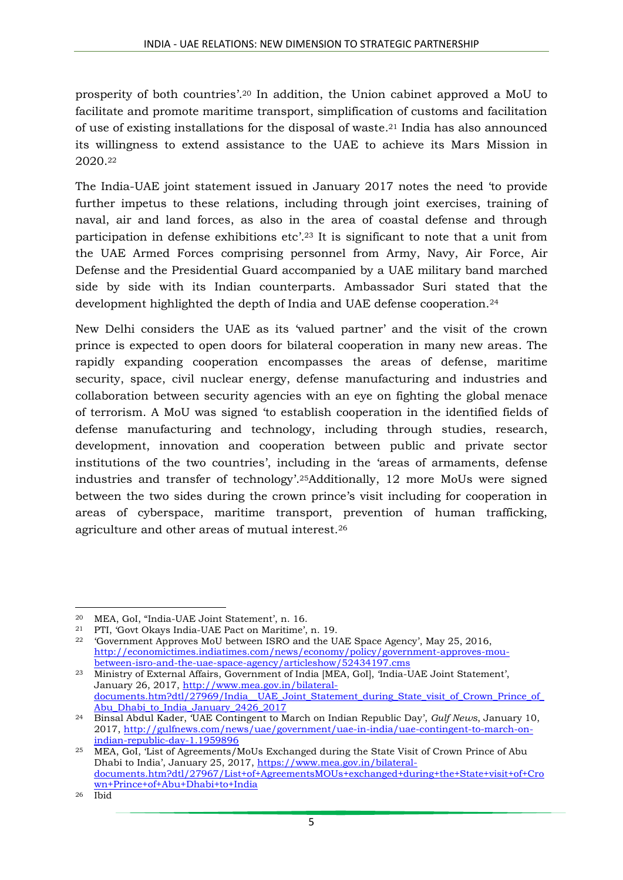prosperity of both countries'.[20] In addition, the Union cabinet approved a MoU to facilitate and promote maritime transport, simplification of customs and facilitation of use of existing installations for the disposal of waste.[21] India has also announced its willingness to extend assistance to the UAE to achieve its Mars Mission in 2020.[22]

The India-UAE joint statement issued in January 2017 notes the need 'to provide further impetus to these relations, including through joint exercises, training of naval, air and land forces, as also in the area of coastal defense and through participation in defense exhibitions etc'.[23] It is significant to note that a unit from the UAE Armed Forces comprising personnel from Army, Navy, Air Force, Air Defense and the Presidential Guard accompanied by a UAE military band marched side by side with its Indian counterparts. Ambassador Suri stated that the development highlighted the depth of India and UAE defense cooperation.[24]

New Delhi considers the UAE as its 'valued partner' and the visit of the crown prince is expected to open doors for bilateral cooperation in many new areas. The rapidly expanding cooperation encompasses the areas of defense, maritime security, space, civil nuclear energy, defense manufacturing and industries and collaboration between security agencies with an eye on fighting the global menace of terrorism. A MoU was signed 'to establish cooperation in the identified fields of defense manufacturing and technology, including through studies, research, development, innovation and cooperation between public and private sector institutions of the two countries', including in the 'areas of armaments, defense industries and transfer of technology'.[25]Additionally, 12 more MoUs were signed between the two sides during the crown prince's visit including for cooperation in areas of cyberspace, maritime transport, prevention of human trafficking, agriculture and other areas of mutual interest.[26]

---

[20] MEA, GoI, "India-UAE Joint Statement', n. 16.

[21] PTI, 'Govt Okays India-UAE Pact on Maritime', n. 19.

[22] 'Government Approves MoU between ISRO and the UAE Space Agency', May 25, 2016, http://economictimes.indiatimes.com/news/economy/policy/government-approves-mou-between-isro-and-the-uae-space-agency/articleshow/52434197.cms

[23] Ministry of External Affairs, Government of India [MEA, GoI], 'India-UAE Joint Statement', January 26, 2017, http://www.mea.gov.in/bilateral-documents.htm?dtl/27969/India__UAE_Joint_Statement_during_State_visit_of_Crown_Prince_of_Abu_Dhabi_to_India_January_2426_2017

[24] Binsal Abdul Kader, 'UAE Contingent to March on Indian Republic Day', *Gulf News*, January 10, 2017, http://gulfnews.com/news/uae/government/uae-in-india/uae-contingent-to-march-on-indian-republic-day-1.1959896

[25] MEA, GoI, 'List of Agreements/MoUs Exchanged during the State Visit of Crown Prince of Abu Dhabi to India', January 25, 2017, https://www.mea.gov.in/bilateral-documents.htm?dtl/27967/List+of+AgreementsMOUs+exchanged+during+the+State+visit+of+Crown+Prince+of+Abu+Dhabi+to+India

[26] Ibid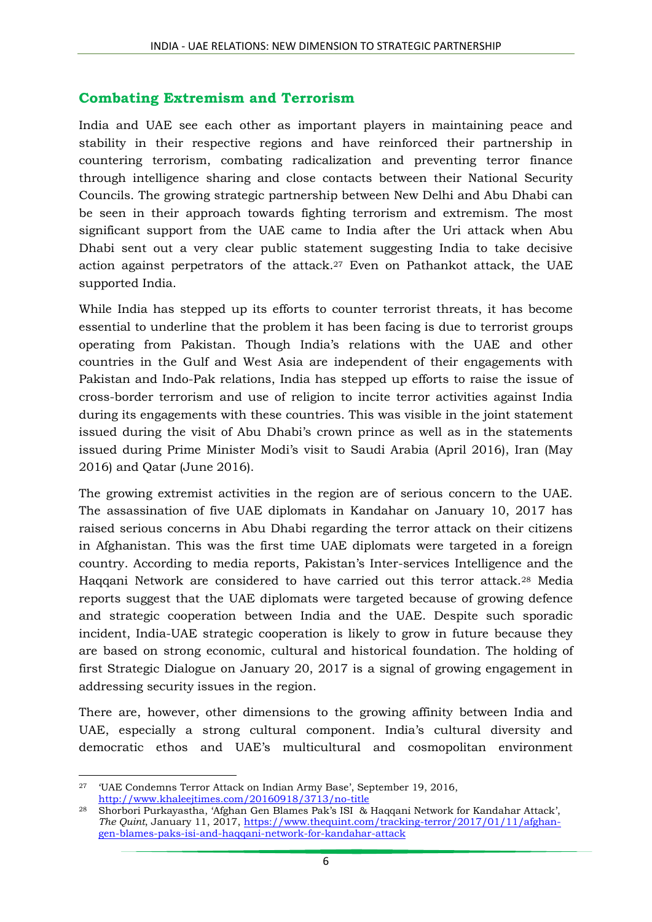## Combating Extremism and Terrorism

India and UAE see each other as important players in maintaining peace and stability in their respective regions and have reinforced their partnership in countering terrorism, combating radicalization and preventing terror finance through intelligence sharing and close contacts between their National Security Councils. The growing strategic partnership between New Delhi and Abu Dhabi can be seen in their approach towards fighting terrorism and extremism. The most significant support from the UAE came to India after the Uri attack when Abu Dhabi sent out a very clear public statement suggesting India to take decisive action against perpetrators of the attack.[27] Even on Pathankot attack, the UAE supported India.

While India has stepped up its efforts to counter terrorist threats, it has become essential to underline that the problem it has been facing is due to terrorist groups operating from Pakistan. Though India's relations with the UAE and other countries in the Gulf and West Asia are independent of their engagements with Pakistan and Indo-Pak relations, India has stepped up efforts to raise the issue of cross-border terrorism and use of religion to incite terror activities against India during its engagements with these countries. This was visible in the joint statement issued during the visit of Abu Dhabi's crown prince as well as in the statements issued during Prime Minister Modi's visit to Saudi Arabia (April 2016), Iran (May 2016) and Qatar (June 2016).

The growing extremist activities in the region are of serious concern to the UAE. The assassination of five UAE diplomats in Kandahar on January 10, 2017 has raised serious concerns in Abu Dhabi regarding the terror attack on their citizens in Afghanistan. This was the first time UAE diplomats were targeted in a foreign country. According to media reports, Pakistan's Inter-services Intelligence and the Haqqani Network are considered to have carried out this terror attack.[28] Media reports suggest that the UAE diplomats were targeted because of growing defence and strategic cooperation between India and the UAE. Despite such sporadic incident, India-UAE strategic cooperation is likely to grow in future because they are based on strong economic, cultural and historical foundation. The holding of first Strategic Dialogue on January 20, 2017 is a signal of growing engagement in addressing security issues in the region.

There are, however, other dimensions to the growing affinity between India and UAE, especially a strong cultural component. India's cultural diversity and democratic ethos and UAE's multicultural and cosmopolitan environment

---

[27] 'UAE Condemns Terror Attack on Indian Army Base', September 19, 2016, http://www.khaleejtimes.com/20160918/3713/no-title

[28] Shorbori Purkayastha, 'Afghan Gen Blames Pak's ISI & Haqqani Network for Kandahar Attack', *The Quint*, January 11, 2017, https://www.thequint.com/tracking-terror/2017/01/11/afghan-gen-blames-paks-isi-and-haqqani-network-for-kandahar-attack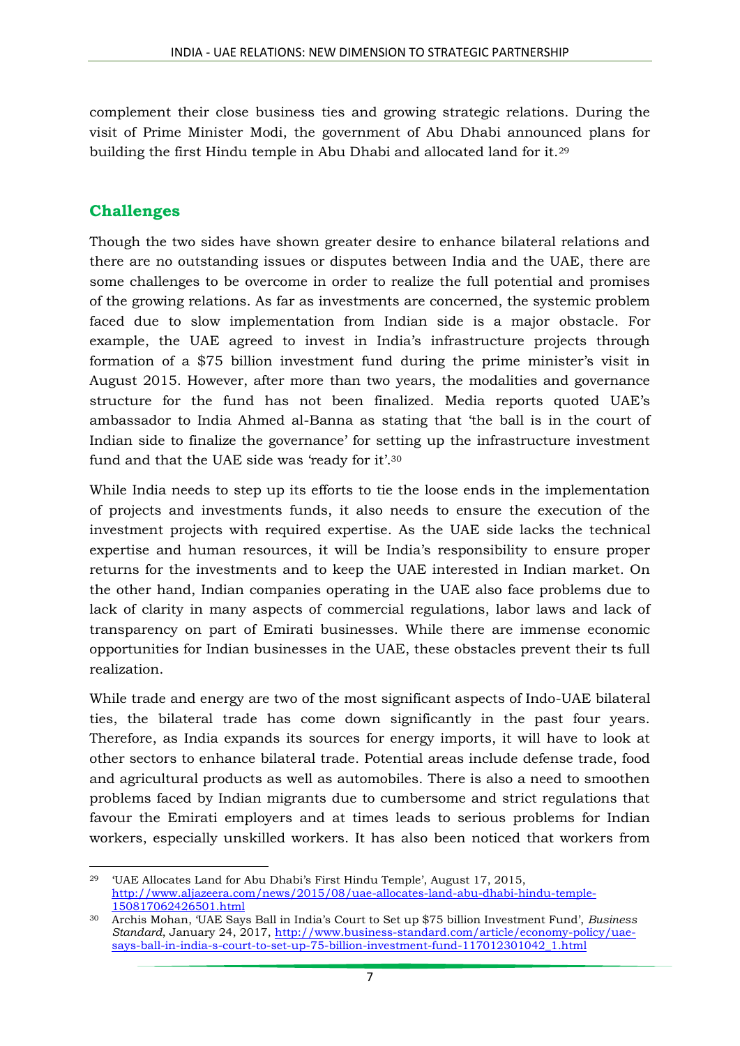complement their close business ties and growing strategic relations. During the visit of Prime Minister Modi, the government of Abu Dhabi announced plans for building the first Hindu temple in Abu Dhabi and allocated land for it.[29]

## Challenges

Though the two sides have shown greater desire to enhance bilateral relations and there are no outstanding issues or disputes between India and the UAE, there are some challenges to be overcome in order to realize the full potential and promises of the growing relations. As far as investments are concerned, the systemic problem faced due to slow implementation from Indian side is a major obstacle. For example, the UAE agreed to invest in India's infrastructure projects through formation of a $75 billion investment fund during the prime minister's visit in August 2015. However, after more than two years, the modalities and governance structure for the fund has not been finalized. Media reports quoted UAE's ambassador to India Ahmed al-Banna as stating that 'the ball is in the court of Indian side to finalize the governance' for setting up the infrastructure investment fund and that the UAE side was 'ready for it'.[30]

While India needs to step up its efforts to tie the loose ends in the implementation of projects and investments funds, it also needs to ensure the execution of the investment projects with required expertise. As the UAE side lacks the technical expertise and human resources, it will be India's responsibility to ensure proper returns for the investments and to keep the UAE interested in Indian market. On the other hand, Indian companies operating in the UAE also face problems due to lack of clarity in many aspects of commercial regulations, labor laws and lack of transparency on part of Emirati businesses. While there are immense economic opportunities for Indian businesses in the UAE, these obstacles prevent their ts full realization.

While trade and energy are two of the most significant aspects of Indo-UAE bilateral ties, the bilateral trade has come down significantly in the past four years. Therefore, as India expands its sources for energy imports, it will have to look at other sectors to enhance bilateral trade. Potential areas include defense trade, food and agricultural products as well as automobiles. There is also a need to smoothen problems faced by Indian migrants due to cumbersome and strict regulations that favour the Emirati employers and at times leads to serious problems for Indian workers, especially unskilled workers. It has also been noticed that workers from

---

[29] 'UAE Allocates Land for Abu Dhabi's First Hindu Temple', August 17, 2015, http://www.aljazeera.com/news/2015/08/uae-allocates-land-abu-dhabi-hindu-temple-150817062426501.html

[30] Archis Mohan, 'UAE Says Ball in India's Court to Set up $75 billion Investment Fund', *Business Standard*, January 24, 2017, http://www.business-standard.com/article/economy-policy/uae-says-ball-in-india-s-court-to-set-up-75-billion-investment-fund-117012301042_1.html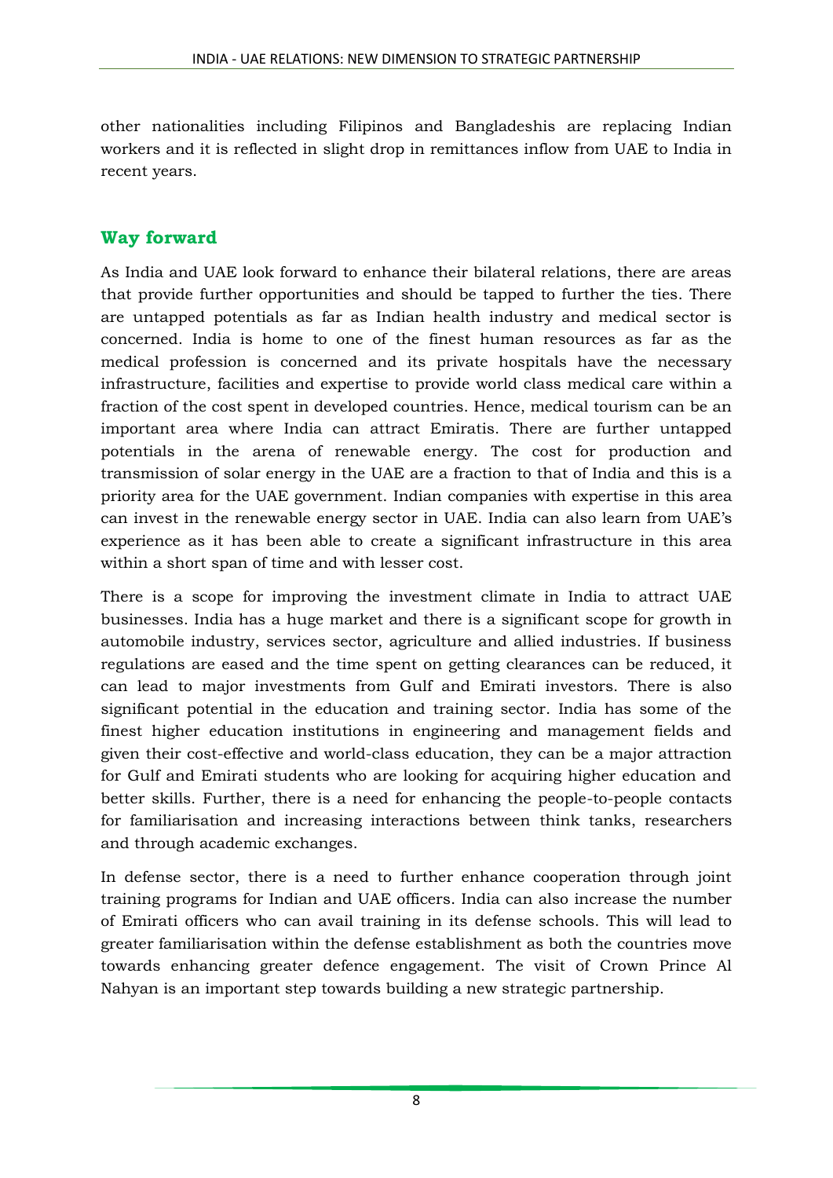other nationalities including Filipinos and Bangladeshis are replacing Indian workers and it is reflected in slight drop in remittances inflow from UAE to India in recent years.

## Way forward

As India and UAE look forward to enhance their bilateral relations, there are areas that provide further opportunities and should be tapped to further the ties. There are untapped potentials as far as Indian health industry and medical sector is concerned. India is home to one of the finest human resources as far as the medical profession is concerned and its private hospitals have the necessary infrastructure, facilities and expertise to provide world class medical care within a fraction of the cost spent in developed countries. Hence, medical tourism can be an important area where India can attract Emiratis. There are further untapped potentials in the arena of renewable energy. The cost for production and transmission of solar energy in the UAE are a fraction to that of India and this is a priority area for the UAE government. Indian companies with expertise in this area can invest in the renewable energy sector in UAE. India can also learn from UAE's experience as it has been able to create a significant infrastructure in this area within a short span of time and with lesser cost.

There is a scope for improving the investment climate in India to attract UAE businesses. India has a huge market and there is a significant scope for growth in automobile industry, services sector, agriculture and allied industries. If business regulations are eased and the time spent on getting clearances can be reduced, it can lead to major investments from Gulf and Emirati investors. There is also significant potential in the education and training sector. India has some of the finest higher education institutions in engineering and management fields and given their cost-effective and world-class education, they can be a major attraction for Gulf and Emirati students who are looking for acquiring higher education and better skills. Further, there is a need for enhancing the people-to-people contacts for familiarisation and increasing interactions between think tanks, researchers and through academic exchanges.

In defense sector, there is a need to further enhance cooperation through joint training programs for Indian and UAE officers. India can also increase the number of Emirati officers who can avail training in its defense schools. This will lead to greater familiarisation within the defense establishment as both the countries move towards enhancing greater defence engagement. The visit of Crown Prince Al Nahyan is an important step towards building a new strategic partnership.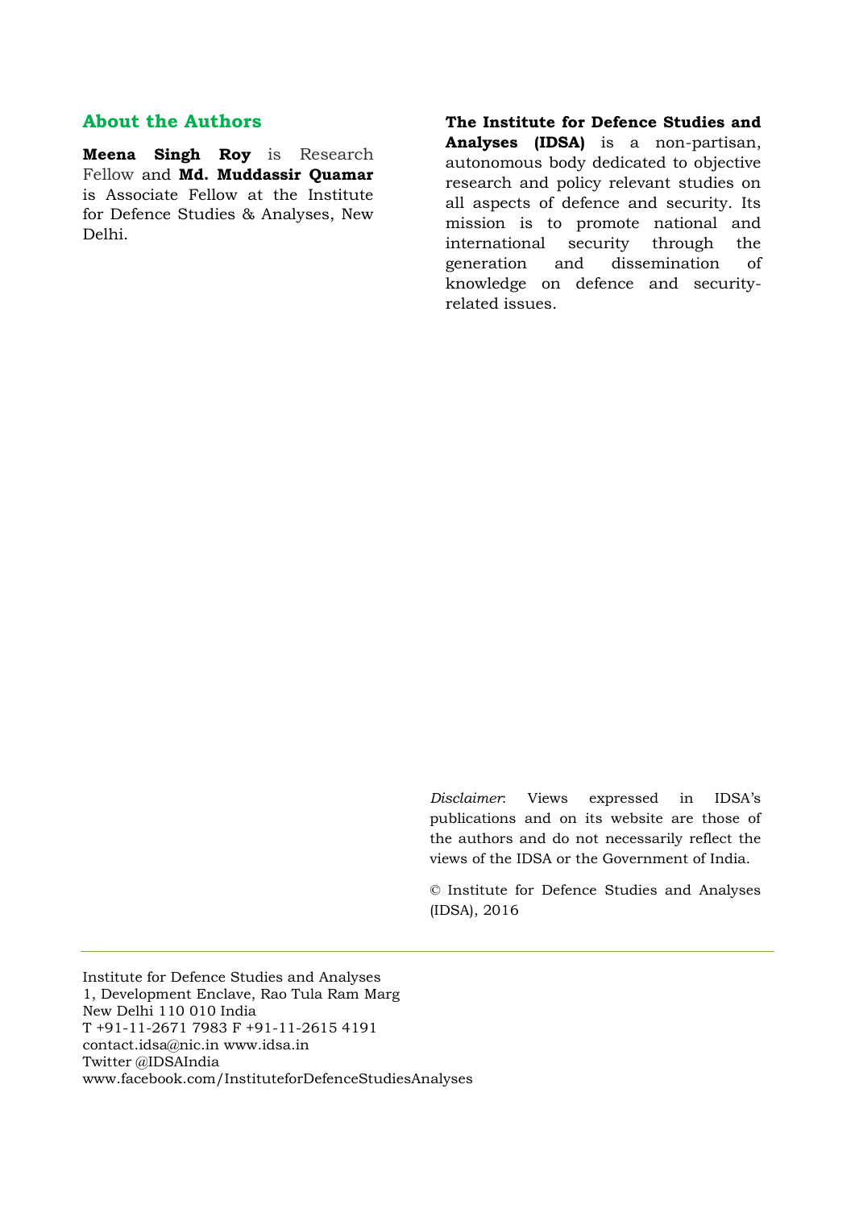## About the Authors

**Meena Singh Roy** is Research Fellow and **Md. Muddassir Quamar** is Associate Fellow at the Institute for Defence Studies & Analyses, New Delhi.

**The Institute for Defence Studies and Analyses (IDSA)** is a non-partisan, autonomous body dedicated to objective research and policy relevant studies on all aspects of defence and security. Its mission is to promote national and international security through the generation and dissemination of knowledge on defence and security-related issues.

*Disclaimer*: Views expressed in IDSA's publications and on its website are those of the authors and do not necessarily reflect the views of the IDSA or the Government of India.

© Institute for Defence Studies and Analyses (IDSA), 2016

Institute for Defence Studies and Analyses
1, Development Enclave, Rao Tula Ram Marg
New Delhi 110 010 India
T +91-11-2671 7983 F +91-11-2615 4191
contact.idsa@nic.in www.idsa.in
Twitter @IDSAIndia
www.facebook.com/InstituteforDefenceStudiesAnalyses